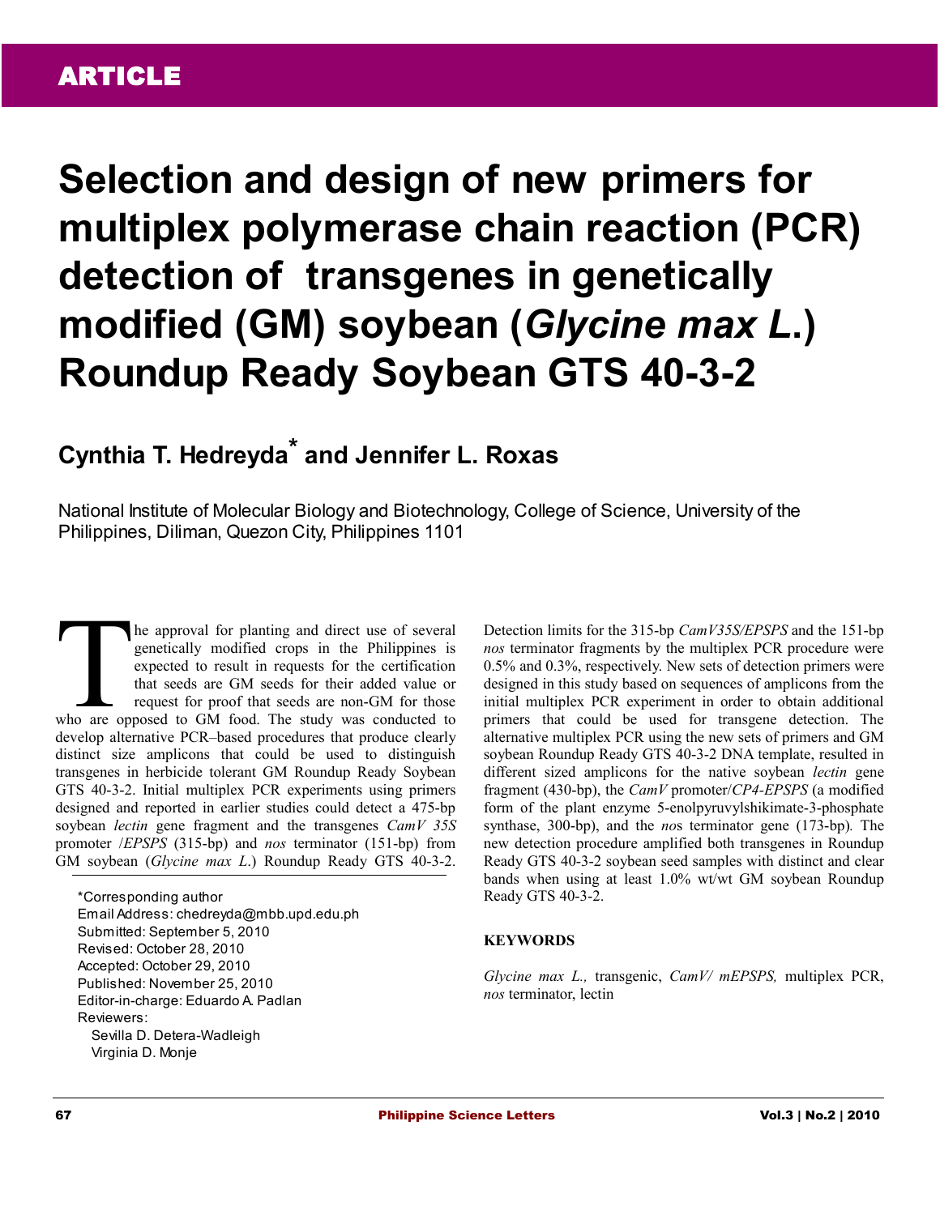ARTICLE

# Selection and design of new primers for multiplex polymerase chain reaction (PCR) detection of transgenes in genetically modified (GM) soybean (*Glycine max L.*) Roundup Ready Soybean GTS 40-3-2

## Cynthia T. Hedreyda* and Jennifer L. Roxas

National Institute of Molecular Biology and Biotechnology, College of Science, University of the Philippines, Diliman, Quezon City, Philippines 1101

The approval for planting and direct use of several genetically modified crops in the Philippines is expected to result in requests for the certification that seeds are GM seeds for their added value or request for proof that seeds are non-GM for those who are opposed to GM food. The study was conducted to develop alternative PCR–based procedures that produce clearly distinct size amplicons that could be used to distinguish transgenes in herbicide tolerant GM Roundup Ready Soybean GTS 40-3-2. Initial multiplex PCR experiments using primers designed and reported in earlier studies could detect a 475-bp soybean *lectin* gene fragment and the transgenes *CamV 35S* promoter /*EPSPS* (315-bp) and *nos* terminator (151-bp) from GM soybean (*Glycine max L.*) Roundup Ready GTS 40-3-2. Detection limits for the 315-bp *CamV35S/EPSPS* and the 151-bp *nos* terminator fragments by the multiplex PCR procedure were 0.5% and 0.3%, respectively. New sets of detection primers were designed in this study based on sequences of amplicons from the initial multiplex PCR experiment in order to obtain additional primers that could be used for transgene detection. The alternative multiplex PCR using the new sets of primers and GM soybean Roundup Ready GTS 40-3-2 DNA template, resulted in different sized amplicons for the native soybean *lectin* gene fragment (430-bp), the *CamV* promoter/*CP4-EPSPS* (a modified form of the plant enzyme 5-enolpyruvylshikimate-3-phosphate synthase, 300-bp), and the *nos* terminator gene (173-bp). The new detection procedure amplified both transgenes in Roundup Ready GTS 40-3-2 soybean seed samples with distinct and clear bands when using at least 1.0% wt/wt GM soybean Roundup Ready GTS 40-3-2.

*Corresponding author
Email Address: chedreyda@mbb.upd.edu.ph
Submitted: September 5, 2010
Revised: October 28, 2010
Accepted: October 29, 2010
Published: November 25, 2010
Editor-in-charge: Eduardo A. Padlan
Reviewers:
Sevilla D. Detera-Wadleigh
Virginia D. Monje

### KEYWORDS

*Glycine max L.,* transgenic, *CamV/ mEPSPS,* multiplex PCR, *nos* terminator, lectin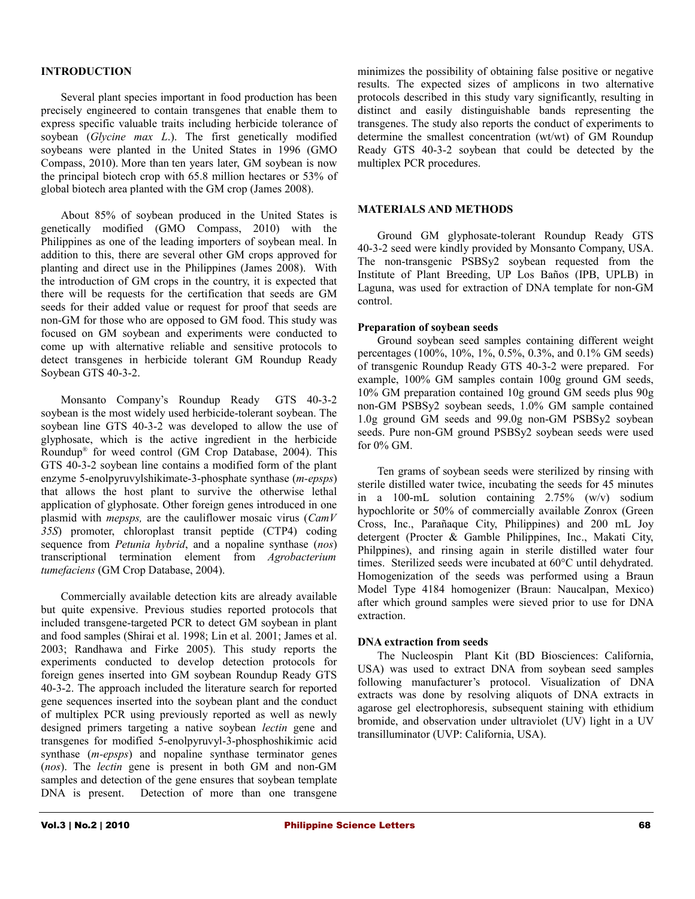## INTRODUCTION

Several plant species important in food production has been precisely engineered to contain transgenes that enable them to express specific valuable traits including herbicide tolerance of soybean (*Glycine max L*.). The first genetically modified soybeans were planted in the United States in 1996 (GMO Compass, 2010). More than ten years later, GM soybean is now the principal biotech crop with 65.8 million hectares or 53% of global biotech area planted with the GM crop (James 2008).

About 85% of soybean produced in the United States is genetically modified (GMO Compass, 2010) with the Philippines as one of the leading importers of soybean meal. In addition to this, there are several other GM crops approved for planting and direct use in the Philippines (James 2008). With the introduction of GM crops in the country, it is expected that there will be requests for the certification that seeds are GM seeds for their added value or request for proof that seeds are non-GM for those who are opposed to GM food. This study was focused on GM soybean and experiments were conducted to come up with alternative reliable and sensitive protocols to detect transgenes in herbicide tolerant GM Roundup Ready Soybean GTS 40-3-2.

Monsanto Company's Roundup Ready GTS 40-3-2 soybean is the most widely used herbicide-tolerant soybean. The soybean line GTS 40-3-2 was developed to allow the use of glyphosate, which is the active ingredient in the herbicide Roundup® for weed control (GM Crop Database, 2004). This GTS 40-3-2 soybean line contains a modified form of the plant enzyme 5-enolpyruvylshikimate-3-phosphate synthase (*m-epsps*) that allows the host plant to survive the otherwise lethal application of glyphosate. Other foreign genes introduced in one plasmid with *mepsps,* are the cauliflower mosaic virus (*CamV 35S*) promoter, chloroplast transit peptide (CTP4) coding sequence from *Petunia hybrid*, and a nopaline synthase (*nos*) transcriptional termination element from *Agrobacterium tumefaciens* (GM Crop Database, 2004).

Commercially available detection kits are already available but quite expensive. Previous studies reported protocols that included transgene-targeted PCR to detect GM soybean in plant and food samples (Shirai et al. 1998; Lin et al. 2001; James et al. 2003; Randhawa and Firke 2005). This study reports the experiments conducted to develop detection protocols for foreign genes inserted into GM soybean Roundup Ready GTS 40-3-2. The approach included the literature search for reported gene sequences inserted into the soybean plant and the conduct of multiplex PCR using previously reported as well as newly designed primers targeting a native soybean *lectin* gene and transgenes for modified 5-enolpyruvyl-3-phosphoshikimic acid synthase (*m-epsps*) and nopaline synthase terminator genes (*nos*). The *lectin* gene is present in both GM and non-GM samples and detection of the gene ensures that soybean template DNA is present. Detection of more than one transgene minimizes the possibility of obtaining false positive or negative results. The expected sizes of amplicons in two alternative protocols described in this study vary significantly, resulting in distinct and easily distinguishable bands representing the transgenes. The study also reports the conduct of experiments to determine the smallest concentration (wt/wt) of GM Roundup Ready GTS 40-3-2 soybean that could be detected by the multiplex PCR procedures.

## MATERIALS AND METHODS

Ground GM glyphosate-tolerant Roundup Ready GTS 40-3-2 seed were kindly provided by Monsanto Company, USA. The non-transgenic PSBSy2 soybean requested from the Institute of Plant Breeding, UP Los Baños (IPB, UPLB) in Laguna, was used for extraction of DNA template for non-GM control.

### Preparation of soybean seeds

Ground soybean seed samples containing different weight percentages (100%, 10%, 1%, 0.5%, 0.3%, and 0.1% GM seeds) of transgenic Roundup Ready GTS 40-3-2 were prepared. For example, 100% GM samples contain 100g ground GM seeds, 10% GM preparation contained 10g ground GM seeds plus 90g non-GM PSBSy2 soybean seeds, 1.0% GM sample contained 1.0g ground GM seeds and 99.0g non-GM PSBSy2 soybean seeds. Pure non-GM ground PSBSy2 soybean seeds were used for 0% GM.

Ten grams of soybean seeds were sterilized by rinsing with sterile distilled water twice, incubating the seeds for 45 minutes in a 100-mL solution containing 2.75% (w/v) sodium hypochlorite or 50% of commercially available Zonrox (Green Cross, Inc., Parañaque City, Philippines) and 200 mL Joy detergent (Procter & Gamble Philippines, Inc., Makati City, Philpphines), and rinsing again in sterile distilled water four times. Sterilized seeds were incubated at 60°C until dehydrated. Homogenization of the seeds was performed using a Braun Model Type 4184 homogenizer (Braun: Naucalpan, Mexico) after which ground samples were sieved prior to use for DNA extraction.

### DNA extraction from seeds

The Nucleospin Plant Kit (BD Biosciences: California, USA) was used to extract DNA from soybean seed samples following manufacturer's protocol. Visualization of DNA extracts was done by resolving aliquots of DNA extracts in agarose gel electrophoresis, subsequent staining with ethidium bromide, and observation under ultraviolet (UV) light in a UV transilluminator (UVP: California, USA).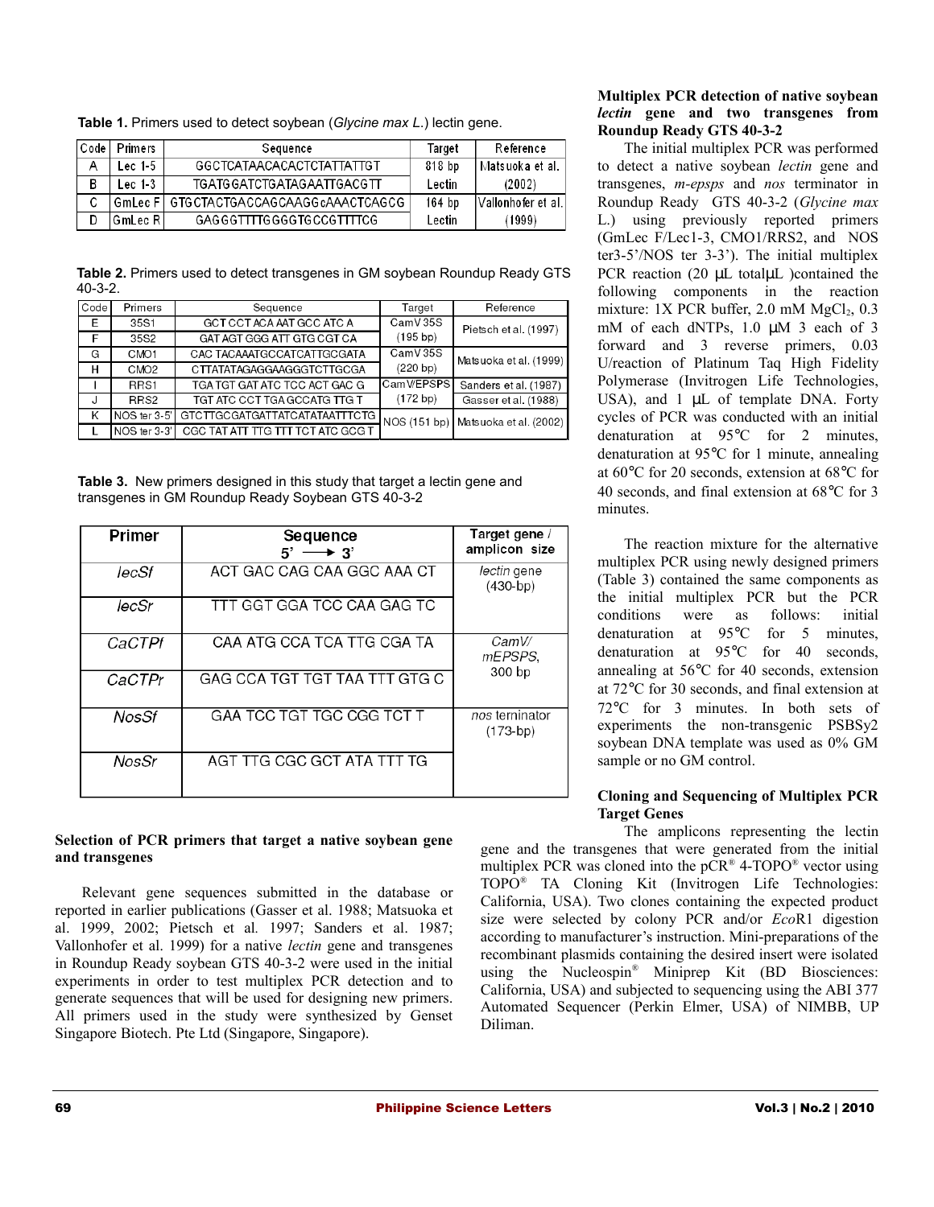**Table 1.** Primers used to detect soybean (*Glycine max L.*) lectin gene.

| Code | Primers | Sequence | Target | Reference |
|---|---|---|---|---|
| A | Lec 1-5 | GGCTCATAACACACTCTATTATTGT | 818 bp | Matsuoka et al. |
| B | Lec 1-3 | TGATGGATCTGATAGAATTGACGTT | Lectin | (2002) |
| C | GmLec F | GTGCTACTGACCAGCAAGGcAAACTCAGCG | 164 bp | Vallonhofer et al. |
| D | GmLec R | GAGGGTTTTGGGGTGCCGTTTTCG | Lectin | (1999) |

**Table 2.** Primers used to detect transgenes in GM soybean Roundup Ready GTS 40-3-2.

| Code | Primers | Sequence | Target | Reference |
|---|---|---|---|---|
| E | 35S1 | GCT CCT ACA AAT GCC ATC A | CamV 35S | Pietsch et al. (1997) |
| F | 35S2 | GAT AGT GGG ATT GTG CGT CA | (195 bp) | |
| G | CMO1 | CAC TACAAATGCCATCATTGCGATA | CamV 35S | Matsuoka et al. (1999) |
| H | CMO2 | CTTATATAGAGGAAGGGTCTTGCGA | (220 bp) | |
| I | RRS1 | TGA TGT GAT ATC TCC ACT GAC G | CamV/EPSPS | Sanders et al. (1987) |
| J | RRS2 | TGT ATC CCT TGA GCCATG TTG T | (172 bp) | Gasser et al. (1988) |
| K | NOS ter 3-5' | GTCTTGCGATGATTATCATATAATTTCTG | NOS (151 bp) | Matsuoka et al. (2002) |
| L | NOS ter 3-3' | CGC TAT ATT TTG TTT TCT ATC GCG T | | |

**Table 3.** New primers designed in this study that target a lectin gene and transgenes in GM Roundup Ready Soybean GTS 40-3-2

| Primer | Sequence 5' ⟶ 3' | Target gene / amplicon size |
|---|---|---|
| *lecSf* | ACT GAC CAG CAA GGC AAA CT | *lectin* gene (430-bp) |
| *lecSr* | TTT GGT GGA TCC CAA GAG TC | |
| *CaCTPf* | CAA ATG CCA TCA TTG CGA TA | *CamV/ mEPSPS*, 300 bp |
| *CaCTPr* | GAG CCA TGT TGT TAA TTT GTG C | |
| *NosSf* | GAA TCC TGT TGC CGG TCT T | *nos* terminator (173-bp) |
| *NosSr* | AGT TTG CGC GCT ATA TTT TG | |

### Selection of PCR primers that target a native soybean gene and transgenes

Relevant gene sequences submitted in the database or reported in earlier publications (Gasser et al. 1988; Matsuoka et al. 1999, 2002; Pietsch et al*.* 1997; Sanders et al. 1987; Vallonhofer et al. 1999) for a native *lectin* gene and transgenes in Roundup Ready soybean GTS 40-3-2 were used in the initial experiments in order to test multiplex PCR detection and to generate sequences that will be used for designing new primers. All primers used in the study were synthesized by Genset Singapore Biotech. Pte Ltd (Singapore, Singapore).

### Multiplex PCR detection of native soybean *lectin* gene and two transgenes from Roundup Ready GTS 40-3-2

The initial multiplex PCR was performed to detect a native soybean *lectin* gene and transgenes, *m-epsps* and *nos* terminator in Roundup Ready GTS 40-3-2 (*Glycine max* L.) using previously reported primers (GmLec F/Lec1-3, CMO1/RRS2, and NOS ter3-5'/NOS ter 3-3'). The initial multiplex PCR reaction (20 µL totalµL )contained the following components in the reaction mixture: 1X PCR buffer, 2.0 mM $MgCl_2$, 0.3 mM of each dNTPs, 1.0 µM 3 each of 3 forward and 3 reverse primers, 0.03 U/reaction of Platinum Taq High Fidelity Polymerase (Invitrogen Life Technologies, USA), and 1 µL of template DNA. Forty cycles of PCR was conducted with an initial denaturation at 95°C for 2 minutes, denaturation at 95°C for 1 minute, annealing at 60°C for 20 seconds, extension at 68°C for 40 seconds, and final extension at 68°C for 3 minutes.

The reaction mixture for the alternative multiplex PCR using newly designed primers (Table 3) contained the same components as the initial multiplex PCR but the PCR conditions were as follows: initial denaturation at 95°C for 5 minutes, denaturation at 95°C for 40 seconds, annealing at 56°C for 40 seconds, extension at 72°C for 30 seconds, and final extension at 72°C for 3 minutes. In both sets of experiments the non-transgenic PSBSy2 soybean DNA template was used as 0% GM sample or no GM control.

### Cloning and Sequencing of Multiplex PCR Target Genes

The amplicons representing the lectin gene and the transgenes that were generated from the initial multiplex PCR was cloned into the pCR® 4-TOPO® vector using TOPO® TA Cloning Kit (Invitrogen Life Technologies: California, USA). Two clones containing the expected product size were selected by colony PCR and/or *Eco*R1 digestion according to manufacturer's instruction. Mini-preparations of the recombinant plasmids containing the desired insert were isolated using the Nucleospin® Miniprep Kit (BD Biosciences: California, USA) and subjected to sequencing using the ABI 377 Automated Sequencer (Perkin Elmer, USA) of NIMBB, UP Diliman.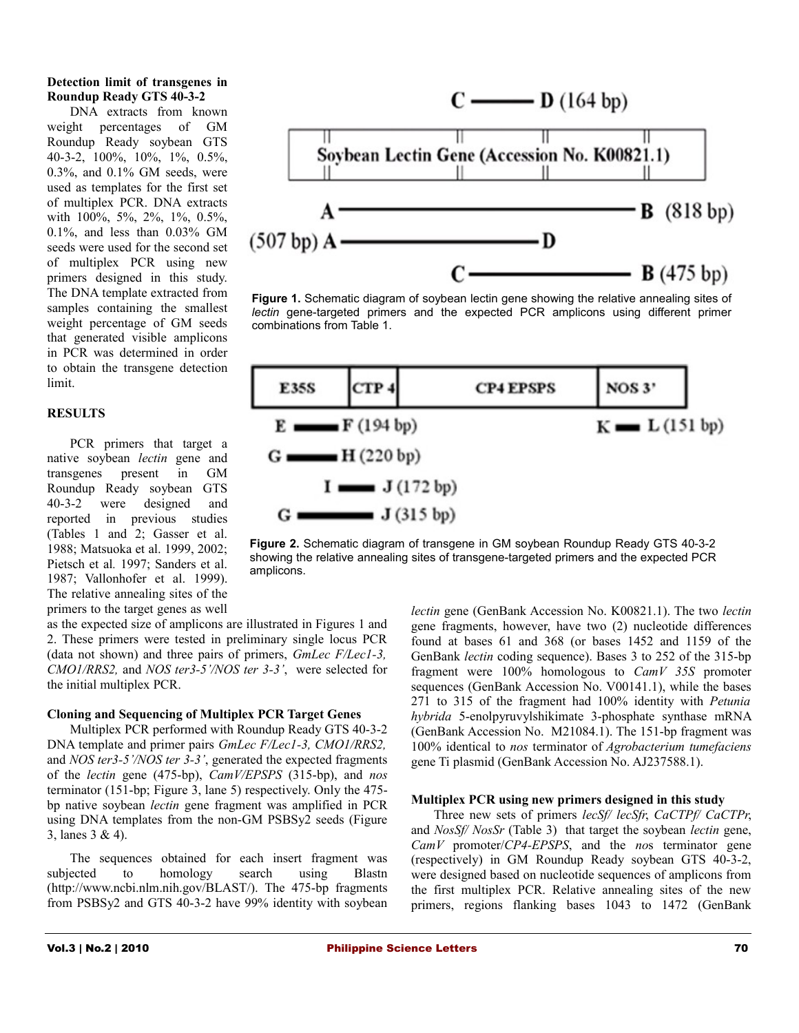**Detection limit of transgenes in Roundup Ready GTS 40-3-2**

DNA extracts from known weight percentages of GM Roundup Ready soybean GTS 40-3-2, 100%, 10%, 1%, 0.5%, 0.3%, and 0.1% GM seeds, were used as templates for the first set of multiplex PCR. DNA extracts with 100%, 5%, 2%, 1%, 0.5%, 0.1%, and less than 0.03% GM seeds were used for the second set of multiplex PCR using new primers designed in this study. The DNA template extracted from samples containing the smallest weight percentage of GM seeds that generated visible amplicons in PCR was determined in order to obtain the transgene detection limit.

## RESULTS

PCR primers that target a native soybean *lectin* gene and transgenes present in GM Roundup Ready soybean GTS 40-3-2 were designed and reported in previous studies (Tables 1 and 2; Gasser et al. 1988; Matsuoka et al. 1999, 2002; Pietsch et al. 1997; Sanders et al. 1987; Vallonhofer et al. 1999). The relative annealing sites of the primers to the target genes as well as the expected size of amplicons are illustrated in Figures 1 and 2. These primers were tested in preliminary single locus PCR (data not shown) and three pairs of primers, *GmLec F/Lec1-3, CMO1/RRS2,* and *NOS ter3-5'/NOS ter 3-3'*, were selected for the initial multiplex PCR.

Figure 1. Schematic diagram of soybean lectin gene showing the relative annealing sites of *lectin* gene-targeted primers and the expected PCR amplicons using different primer combinations from Table 1.

Figure 2. Schematic diagram of transgene in GM soybean Roundup Ready GTS 40-3-2 showing the relative annealing sites of transgene-targeted primers and the expected PCR amplicons.

**Cloning and Sequencing of Multiplex PCR Target Genes**

Multiplex PCR performed with Roundup Ready GTS 40-3-2 DNA template and primer pairs *GmLec F/Lec1-3, CMO1/RRS2,* and *NOS ter3-5'/NOS ter 3-3'*, generated the expected fragments of the *lectin* gene (475-bp), *CamV/EPSPS* (315-bp), and *nos* terminator (151-bp; Figure 3, lane 5) respectively. Only the 475-bp native soybean *lectin* gene fragment was amplified in PCR using DNA templates from the non-GM PSBSy2 seeds (Figure 3, lanes 3 & 4).

The sequences obtained for each insert fragment was subjected to homology search using Blastn (http://www.ncbi.nlm.nih.gov/BLAST/). The 475-bp fragments from PSBSy2 and GTS 40-3-2 have 99% identity with soybean *lectin* gene (GenBank Accession No. K00821.1). The two *lectin* gene fragments, however, have two (2) nucleotide differences found at bases 61 and 368 (or bases 1452 and 1159 of the GenBank *lectin* coding sequence). Bases 3 to 252 of the 315-bp fragment were 100% homologous to *CamV 35S* promoter sequences (GenBank Accession No. V00141.1), while the bases 271 to 315 of the fragment had 100% identity with *Petunia hybrida* 5-enolpyruvylshikimate 3-phosphate synthase mRNA (GenBank Accession No. M21084.1). The 151-bp fragment was 100% identical to *nos* terminator of *Agrobacterium tumefaciens* gene Ti plasmid (GenBank Accession No. AJ237588.1).

**Multiplex PCR using new primers designed in this study**

Three new sets of primers *lecSf/ lecSfr*, *CaCTPf/ CaCTPr*, and *NosSf/ NosSr* (Table 3) that target the soybean *lectin* gene, *CamV* promoter/*CP4-EPSPS*, and the *nos* terminator gene (respectively) in GM Roundup Ready soybean GTS 40-3-2, were designed based on nucleotide sequences of amplicons from the first multiplex PCR. Relative annealing sites of the new primers, regions flanking bases 1043 to 1472 (GenBank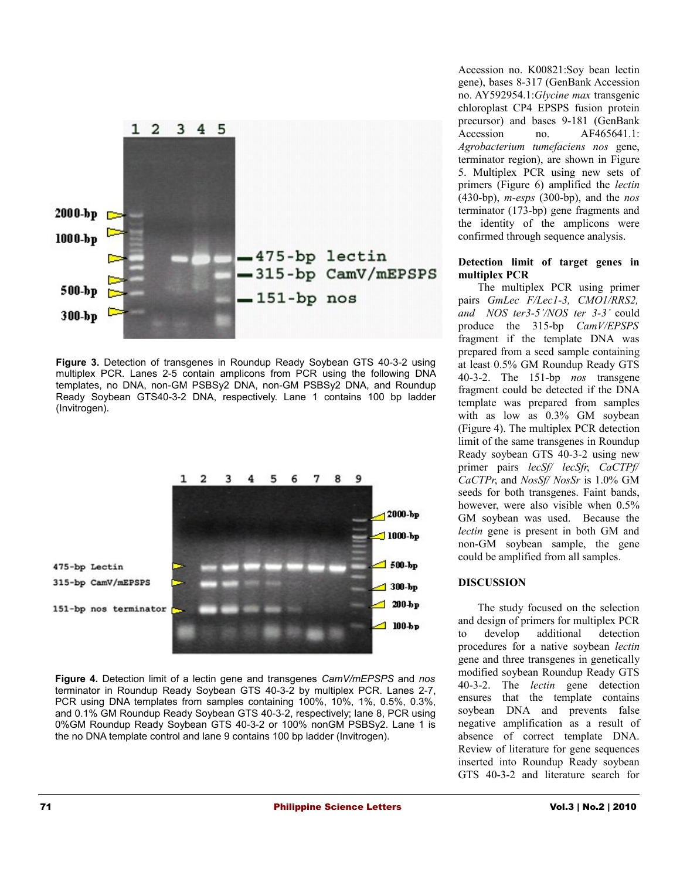**Figure 3.** Detection of transgenes in Roundup Ready Soybean GTS 40-3-2 using multiplex PCR. Lanes 2-5 contain amplicons from PCR using the following DNA templates, no DNA, non-GM PSBSy2 DNA, non-GM PSBSy2 DNA, and Roundup Ready Soybean GTS40-3-2 DNA, respectively. Lane 1 contains 100 bp ladder (Invitrogen).

**Figure 4.** Detection limit of a lectin gene and transgenes *CamV/mEPSPS* and *nos* terminator in Roundup Ready Soybean GTS 40-3-2 by multiplex PCR. Lanes 2-7, PCR using DNA templates from samples containing 100%, 10%, 1%, 0.5%, 0.3%, and 0.1% GM Roundup Ready Soybean GTS 40-3-2, respectively; lane 8, PCR using 0%GM Roundup Ready Soybean GTS 40-3-2 or 100% nonGM PSBSy2. Lane 1 is the no DNA template control and lane 9 contains 100 bp ladder (Invitrogen).

Accession no. K00821:Soy bean lectin gene), bases 8-317 (GenBank Accession no. AY592954.1:*Glycine max* transgenic chloroplast CP4 EPSPS fusion protein precursor) and bases 9-181 (GenBank Accession no. AF465641.1: *Agrobacterium tumefaciens nos* gene, terminator region), are shown in Figure 5. Multiplex PCR using new sets of primers (Figure 6) amplified the *lectin* (430-bp), *m-esps* (300-bp), and the *nos* terminator (173-bp) gene fragments and the identity of the amplicons were confirmed through sequence analysis.

**Detection limit of target genes in multiplex PCR**

The multiplex PCR using primer pairs *GmLec F/Lec1-3, CMO1/RRS2, and NOS ter3-5'/NOS ter 3-3'* could produce the 315-bp *CamV/EPSPS* fragment if the template DNA was prepared from a seed sample containing at least 0.5% GM Roundup Ready GTS 40-3-2. The 151-bp *nos* transgene fragment could be detected if the DNA template was prepared from samples with as low as 0.3% GM soybean (Figure 4). The multiplex PCR detection limit of the same transgenes in Roundup Ready soybean GTS 40-3-2 using new primer pairs *lecSf/ lecSfr*, *CaCTPf/ CaCTPr*, and *NosSf/ NosSr* is 1.0% GM seeds for both transgenes. Faint bands, however, were also visible when 0.5% GM soybean was used. Because the *lectin* gene is present in both GM and non-GM soybean sample, the gene could be amplified from all samples.

## DISCUSSION

The study focused on the selection and design of primers for multiplex PCR to develop additional detection procedures for a native soybean *lectin* gene and three transgenes in genetically modified soybean Roundup Ready GTS 40-3-2. The *lectin* gene detection ensures that the template contains soybean DNA and prevents false negative amplification as a result of absence of correct template DNA. Review of literature for gene sequences inserted into Roundup Ready soybean GTS 40-3-2 and literature search for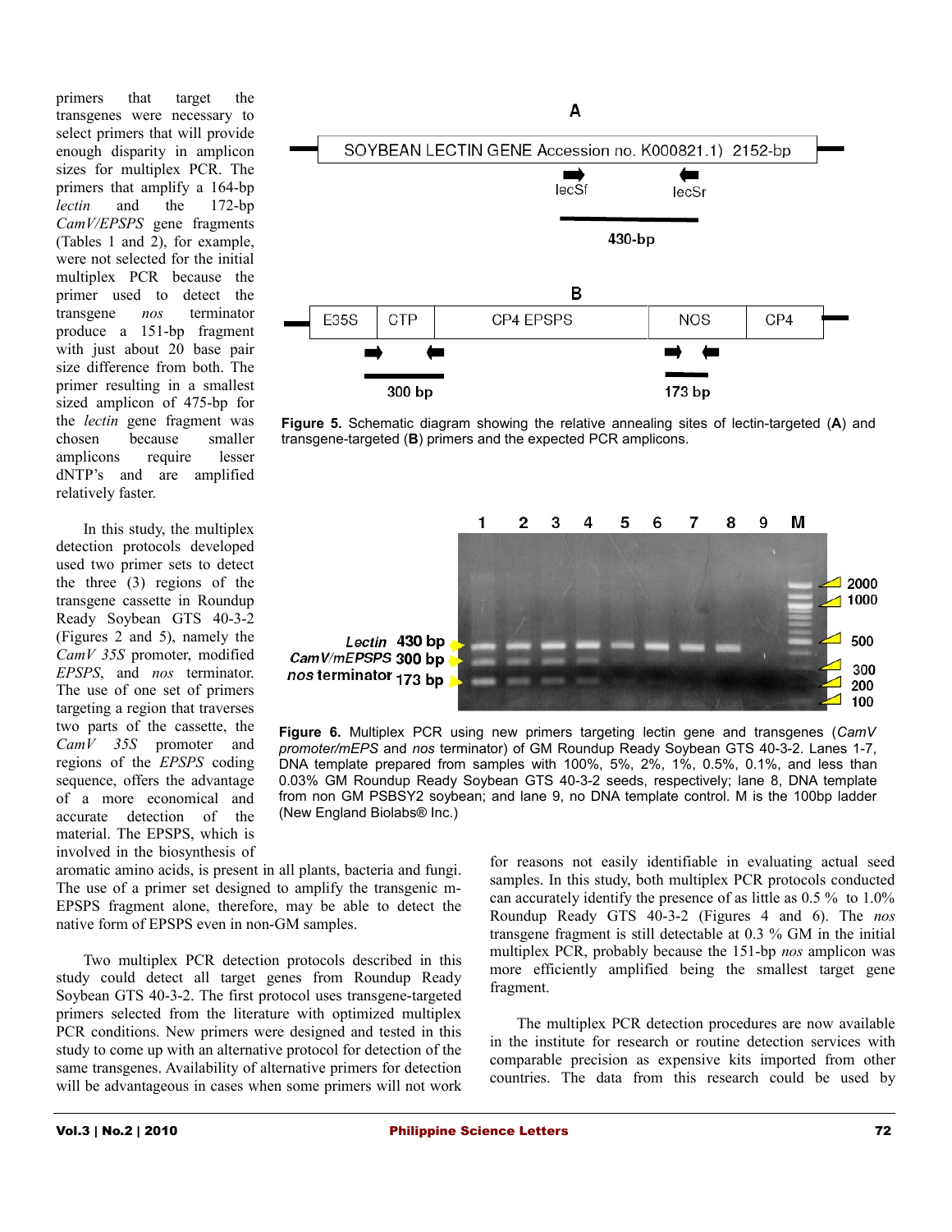primers that target the transgenes were necessary to select primers that will provide enough disparity in amplicon sizes for multiplex PCR. The primers that amplify a 164-bp *lectin* and the 172-bp *CamV/EPSPS* gene fragments (Tables 1 and 2), for example, were not selected for the initial multiplex PCR because the primer used to detect the transgene *nos* terminator produce a 151-bp fragment with just about 20 base pair size difference from both. The primer resulting in a smallest sized amplicon of 475-bp for the *lectin* gene fragment was chosen because smaller amplicons require lesser dNTP's and are amplified relatively faster.

Figure 5. Schematic diagram showing the relative annealing sites of lectin-targeted (**A**) and transgene-targeted (**B**) primers and the expected PCR amplicons.

In this study, the multiplex detection protocols developed used two primer sets to detect the three (3) regions of the transgene cassette in Roundup Ready Soybean GTS 40-3-2 (Figures 2 and 5), namely the *CamV 35S* promoter, modified *EPSPS*, and *nos* terminator. The use of one set of primers targeting a region that traverses two parts of the cassette, the *CamV 35S* promoter and regions of the *EPSPS* coding sequence, offers the advantage of a more economical and accurate detection of the material. The EPSPS, which is involved in the biosynthesis of aromatic amino acids, is present in all plants, bacteria and fungi. The use of a primer set designed to amplify the transgenic m-EPSPS fragment alone, therefore, may be able to detect the native form of EPSPS even in non-GM samples.

Figure 6. Multiplex PCR using new primers targeting lectin gene and transgenes (*CamV promoter/mEPS* and *nos* terminator) of GM Roundup Ready Soybean GTS 40-3-2. Lanes 1-7, DNA template prepared from samples with 100%, 5%, 2%, 1%, 0.5%, 0.1%, and less than 0.03% GM Roundup Ready Soybean GTS 40-3-2 seeds, respectively; lane 8, DNA template from non GM PSBSY2 soybean; and lane 9, no DNA template control. M is the 100bp ladder (New England Biolabs® Inc.)

Two multiplex PCR detection protocols described in this study could detect all target genes from Roundup Ready Soybean GTS 40-3-2. The first protocol uses transgene-targeted primers selected from the literature with optimized multiplex PCR conditions. New primers were designed and tested in this study to come up with an alternative protocol for detection of the same transgenes. Availability of alternative primers for detection will be advantageous in cases when some primers will not work for reasons not easily identifiable in evaluating actual seed samples. In this study, both multiplex PCR protocols conducted can accurately identify the presence of as little as 0.5 % to 1.0% Roundup Ready GTS 40-3-2 (Figures 4 and 6). The *nos* transgene fragment is still detectable at 0.3 % GM in the initial multiplex PCR, probably because the 151-bp *nos* amplicon was more efficiently amplified being the smallest target gene fragment.

The multiplex PCR detection procedures are now available in the institute for research or routine detection services with comparable precision as expensive kits imported from other countries. The data from this research could be used by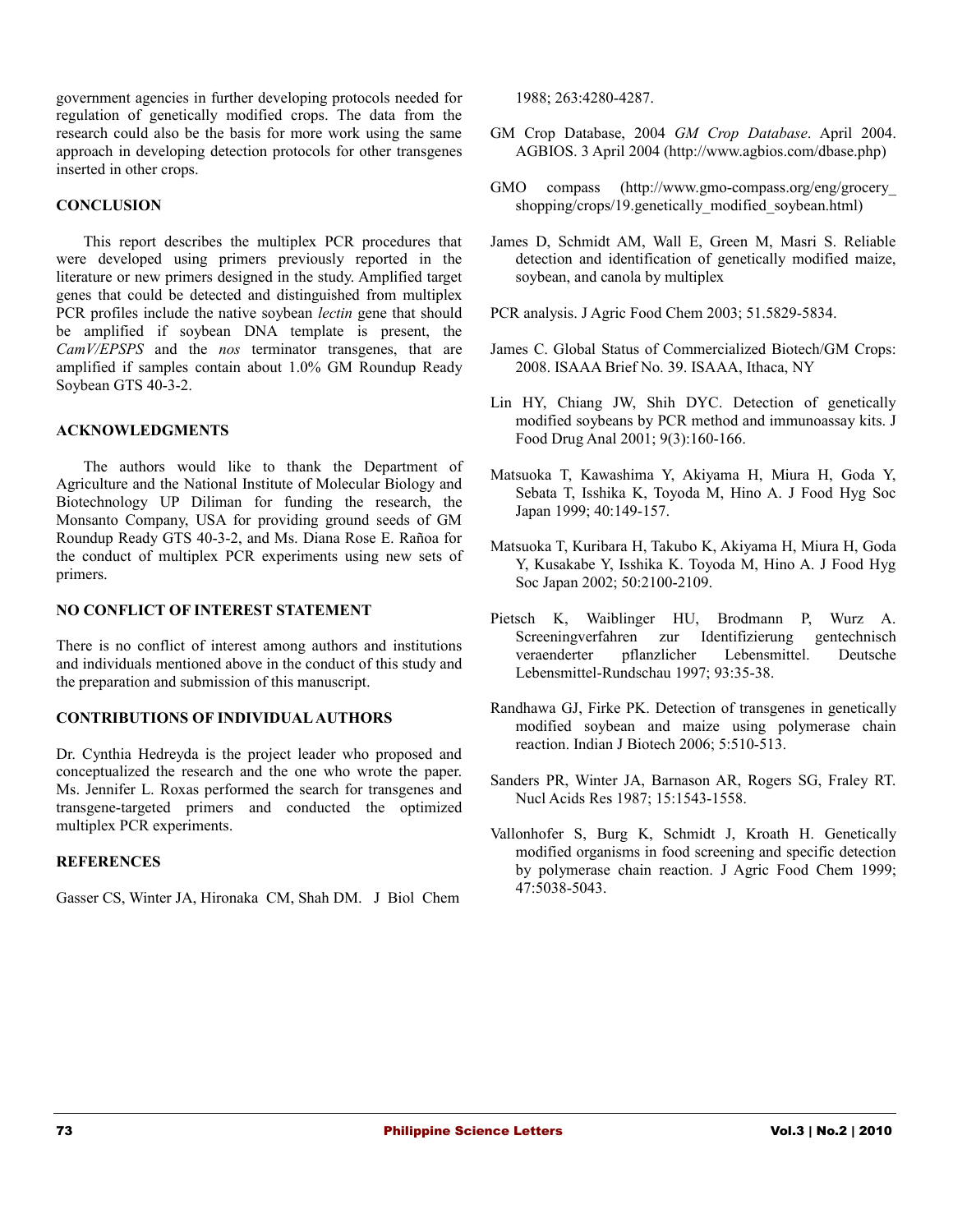government agencies in further developing protocols needed for regulation of genetically modified crops. The data from the research could also be the basis for more work using the same approach in developing detection protocols for other transgenes inserted in other crops.

## CONCLUSION

This report describes the multiplex PCR procedures that were developed using primers previously reported in the literature or new primers designed in the study. Amplified target genes that could be detected and distinguished from multiplex PCR profiles include the native soybean *lectin* gene that should be amplified if soybean DNA template is present, the *CamV/EPSPS* and the *nos* terminator transgenes, that are amplified if samples contain about 1.0% GM Roundup Ready Soybean GTS 40-3-2.

## ACKNOWLEDGMENTS

The authors would like to thank the Department of Agriculture and the National Institute of Molecular Biology and Biotechnology UP Diliman for funding the research, the Monsanto Company, USA for providing ground seeds of GM Roundup Ready GTS 40-3-2, and Ms. Diana Rose E. Rañoa for the conduct of multiplex PCR experiments using new sets of primers.

## NO CONFLICT OF INTEREST STATEMENT

There is no conflict of interest among authors and institutions and individuals mentioned above in the conduct of this study and the preparation and submission of this manuscript.

## CONTRIBUTIONS OF INDIVIDUAL AUTHORS

Dr. Cynthia Hedreyda is the project leader who proposed and conceptualized the research and the one who wrote the paper. Ms. Jennifer L. Roxas performed the search for transgenes and transgene-targeted primers and conducted the optimized multiplex PCR experiments.

## REFERENCES

Gasser CS, Winter JA, Hironaka CM, Shah DM. J Biol Chem 1988; 263:4280-4287.

GM Crop Database, 2004 *GM Crop Database*. April 2004. AGBIOS. 3 April 2004 (http://www.agbios.com/dbase.php)

GMO compass (http://www.gmo-compass.org/eng/grocery_shopping/crops/19.genetically_modified_soybean.html)

James D, Schmidt AM, Wall E, Green M, Masri S. Reliable detection and identification of genetically modified maize, soybean, and canola by multiplex

PCR analysis. J Agric Food Chem 2003; 51.5829-5834.

James C. Global Status of Commercialized Biotech/GM Crops: 2008. ISAAA Brief No. 39. ISAAA, Ithaca, NY

Lin HY, Chiang JW, Shih DYC. Detection of genetically modified soybeans by PCR method and immunoassay kits. J Food Drug Anal 2001; 9(3):160-166.

Matsuoka T, Kawashima Y, Akiyama H, Miura H, Goda Y, Sebata T, Isshika K, Toyoda M, Hino A. J Food Hyg Soc Japan 1999; 40:149-157.

Matsuoka T, Kuribara H, Takubo K, Akiyama H, Miura H, Goda Y, Kusakabe Y, Isshika K. Toyoda M, Hino A. J Food Hyg Soc Japan 2002; 50:2100-2109.

Pietsch K, Waiblinger HU, Brodmann P, Wurz A. Screeningverfahren zur Identifizierung gentechnisch veraenderter pflanzlicher Lebensmittel. Deutsche Lebensmittel-Rundschau 1997; 93:35-38.

Randhawa GJ, Firke PK. Detection of transgenes in genetically modified soybean and maize using polymerase chain reaction. Indian J Biotech 2006; 5:510-513.

Sanders PR, Winter JA, Barnason AR, Rogers SG, Fraley RT. Nucl Acids Res 1987; 15:1543-1558.

Vallonhofer S, Burg K, Schmidt J, Kroath H. Genetically modified organisms in food screening and specific detection by polymerase chain reaction. J Agric Food Chem 1999; 47:5038-5043.